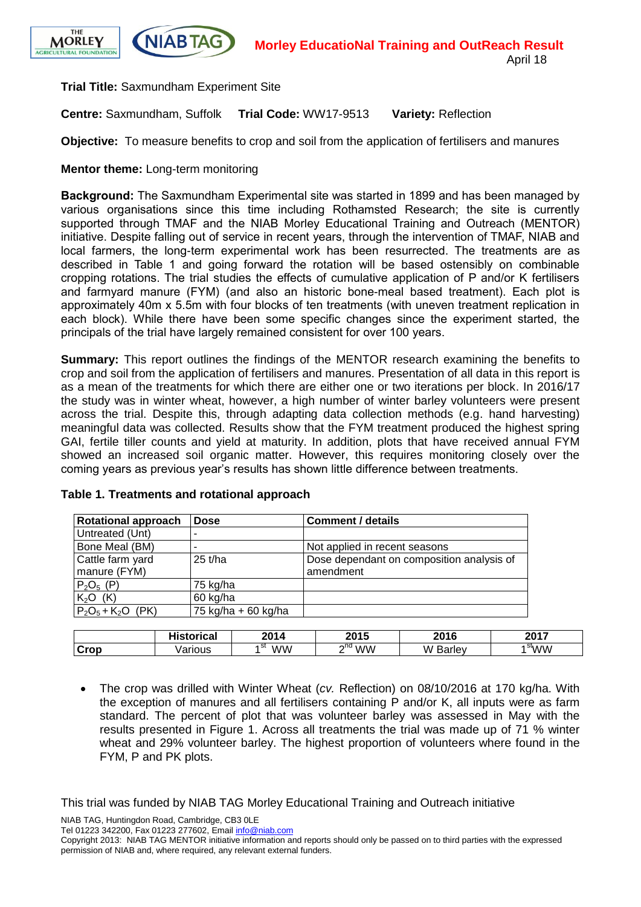**Morley EducatioNal Training and OutReach Result**

April 18

**Trial Title:** Saxmundham Experiment Site

**Centre:** Saxmundham, Suffolk **Trial Code:** WW17-9513 **Variety:** Reflection

**Objective:** To measure benefits to crop and soil from the application of fertilisers and manures

**Mentor theme:** Long-term monitoring

**Background:** The Saxmundham Experimental site was started in 1899 and has been managed by various organisations since this time including Rothamsted Research; the site is currently supported through TMAF and the NIAB Morley Educational Training and Outreach (MENTOR) initiative. Despite falling out of service in recent years, through the intervention of TMAF, NIAB and local farmers, the long-term experimental work has been resurrected. The treatments are as described in Table 1 and going forward the rotation will be based ostensibly on combinable cropping rotations. The trial studies the effects of cumulative application of P and/or K fertilisers and farmyard manure (FYM) (and also an historic bone-meal based treatment). Each plot is approximately 40m x 5.5m with four blocks of ten treatments (with uneven treatment replication in each block). While there have been some specific changes since the experiment started, the principals of the trial have largely remained consistent for over 100 years.

**Summary:** This report outlines the findings of the MENTOR research examining the benefits to crop and soil from the application of fertilisers and manures. Presentation of all data in this report is as a mean of the treatments for which there are either one or two iterations per block. In 2016/17 the study was in winter wheat, however, a high number of winter barley volunteers were present across the trial. Despite this, through adapting data collection methods (e.g. hand harvesting) meaningful data was collected. Results show that the FYM treatment produced the highest spring GAI, fertile tiller counts and yield at maturity. In addition, plots that have received annual FYM showed an increased soil organic matter. However, this requires monitoring closely over the coming years as previous year's results has shown little difference between treatments.

**Table 1. Treatments and rotational approach**

| Rotational approach | Dose | Comment / details |
|---|---|---|
| Untreated (Unt) | - | |
| Bone Meal (BM) | - | Not applied in recent seasons |
| Cattle farm yard manure (FYM) | 25 t/ha | Dose dependant on composition analysis of amendment |
| $P_2O_5$ (P) | 75 kg/ha | |
| $K_2O$ (K) | 60 kg/ha | |
| $P_2O_5 + K_2O$ (PK) | 75 kg/ha + 60 kg/ha | |

| | Historical | 2014 | 2015 | 2016 | 2017 |
|---|---|---|---|---|---|
| **Crop** | Various | 1st WW | 2nd WW | W Barley | 1st WW |

- The crop was drilled with Winter Wheat (*cv.* Reflection) on 08/10/2016 at 170 kg/ha. With the exception of manures and all fertilisers containing P and/or K, all inputs were as farm standard. The percent of plot that was volunteer barley was assessed in May with the results presented in Figure 1. Across all treatments the trial was made up of 71 % winter wheat and 29% volunteer barley. The highest proportion of volunteers where found in the FYM, P and PK plots.

This trial was funded by NIAB TAG Morley Educational Training and Outreach initiative

NIAB TAG, Huntingdon Road, Cambridge, CB3 0LE
Tel 01223 342200, Fax 01223 277602, Email info@niab.com
Copyright 2013: NIAB TAG MENTOR initiative information and reports should only be passed on to third parties with the expressed permission of NIAB and, where required, any relevant external funders.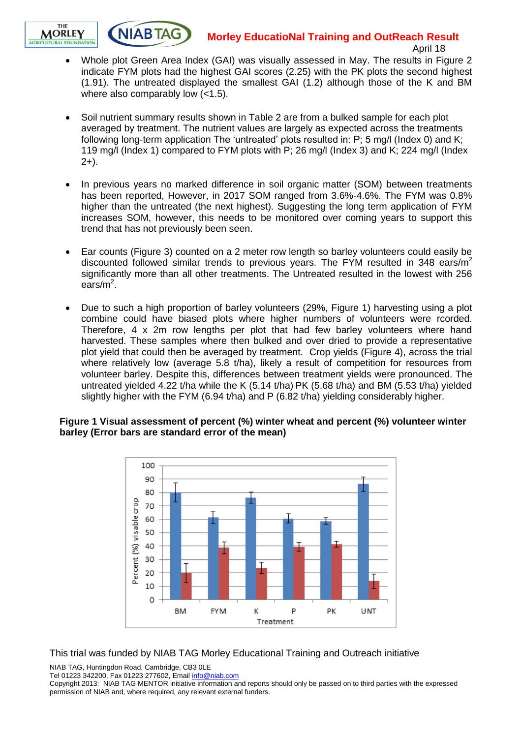- Whole plot Green Area Index (GAI) was visually assessed in May. The results in Figure 2 indicate FYM plots had the highest GAI scores (2.25) with the PK plots the second highest (1.91). The untreated displayed the smallest GAI (1.2) although those of the K and BM where also comparably low (<1.5).

- Soil nutrient summary results shown in Table 2 are from a bulked sample for each plot averaged by treatment. The nutrient values are largely as expected across the treatments following long-term application The 'untreated' plots resulted in: P; 5 mg/l (Index 0) and K; 119 mg/l (Index 1) compared to FYM plots with P; 26 mg/l (Index 3) and K; 224 mg/l (Index 2+).

- In previous years no marked difference in soil organic matter (SOM) between treatments has been reported, However, in 2017 SOM ranged from 3.6%-4.6%. The FYM was 0.8% higher than the untreated (the next highest). Suggesting the long term application of FYM increases SOM, however, this needs to be monitored over coming years to support this trend that has not previously been seen.

- Ear counts (Figure 3) counted on a 2 meter row length so barley volunteers could easily be discounted followed similar trends to previous years. The FYM resulted in 348 ears/m$^2$ significantly more than all other treatments. The Untreated resulted in the lowest with 256 ears/m$^2$.

- Due to such a high proportion of barley volunteers (29%, Figure 1) harvesting using a plot combine could have biased plots where higher numbers of volunteers were rcorded. Therefore, 4 x 2m row lengths per plot that had few barley volunteers where hand harvested. These samples where then bulked and over dried to provide a representative plot yield that could then be averaged by treatment. Crop yields (Figure 4), across the trial where relatively low (average 5.8 t/ha), likely a result of competition for resources from volunteer barley. Despite this, differences between treatment yields were pronounced. The untreated yielded 4.22 t/ha while the K (5.14 t/ha) PK (5.68 t/ha) and BM (5.53 t/ha) yielded slightly higher with the FYM (6.94 t/ha) and P (6.82 t/ha) yielding considerably higher.

**Figure 1 Visual assessment of percent (%) winter wheat and percent (%) volunteer winter barley (Error bars are standard error of the mean)**

This trial was funded by NIAB TAG Morley Educational Training and Outreach initiative

NIAB TAG, Huntingdon Road, Cambridge, CB3 0LE
Tel 01223 342200, Fax 01223 277602, Email info@niab.com
Copyright 2013: NIAB TAG MENTOR initiative information and reports should only be passed on to third parties with the expressed permission of NIAB and, where required, any relevant external funders.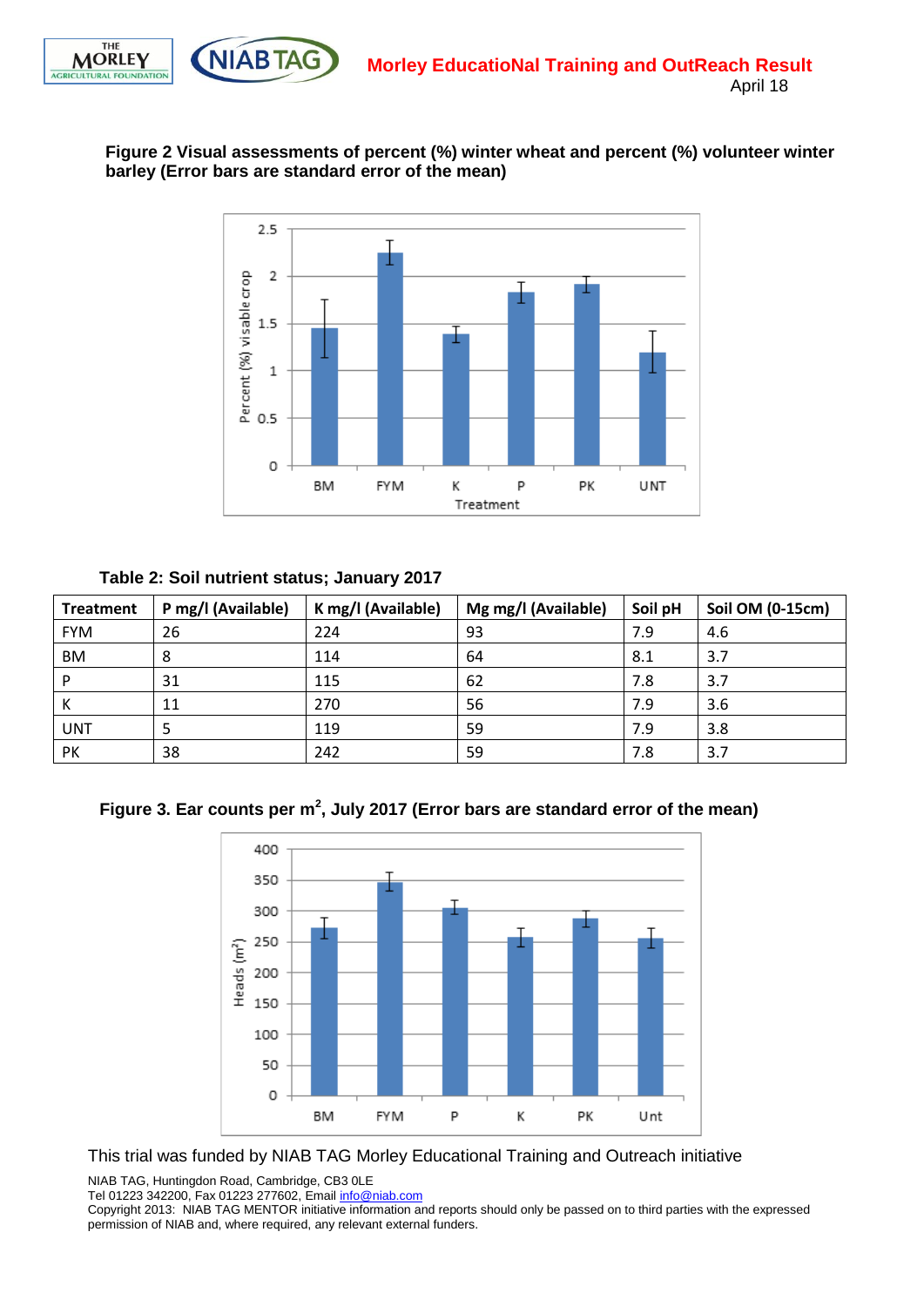**Figure 2 Visual assessments of percent (%) winter wheat and percent (%) volunteer winter barley (Error bars are standard error of the mean)**

**Table 2: Soil nutrient status; January 2017**

| Treatment | P mg/l (Available) | K mg/l (Available) | Mg mg/l (Available) | Soil pH | Soil OM (0-15cm) |
|---|---|---|---|---|---|
| FYM | 26 | 224 | 93 | 7.9 | 4.6 |
| BM | 8 | 114 | 64 | 8.1 | 3.7 |
| P | 31 | 115 | 62 | 7.8 | 3.7 |
| K | 11 | 270 | 56 | 7.9 | 3.6 |
| UNT | 5 | 119 | 59 | 7.9 | 3.8 |
| PK | 38 | 242 | 59 | 7.8 | 3.7 |

**Figure 3. Ear counts per m$^2$, July 2017 (Error bars are standard error of the mean)**

This trial was funded by NIAB TAG Morley Educational Training and Outreach initiative

NIAB TAG, Huntingdon Road, Cambridge, CB3 0LE
Tel 01223 342200, Fax 01223 277602, Email info@niab.com
Copyright 2013: NIAB TAG MENTOR initiative information and reports should only be passed on to third parties with the expressed permission of NIAB and, where required, any relevant external funders.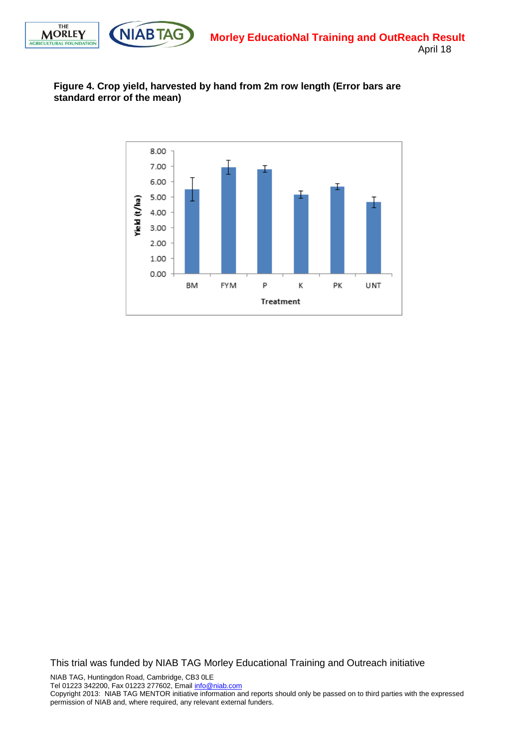**Figure 4. Crop yield, harvested by hand from 2m row length (Error bars are standard error of the mean)**

This trial was funded by NIAB TAG Morley Educational Training and Outreach initiative

NIAB TAG, Huntingdon Road, Cambridge, CB3 0LE
Tel 01223 342200, Fax 01223 277602, Email info@niab.com
Copyright 2013: NIAB TAG MENTOR initiative information and reports should only be passed on to third parties with the expressed permission of NIAB and, where required, any relevant external funders.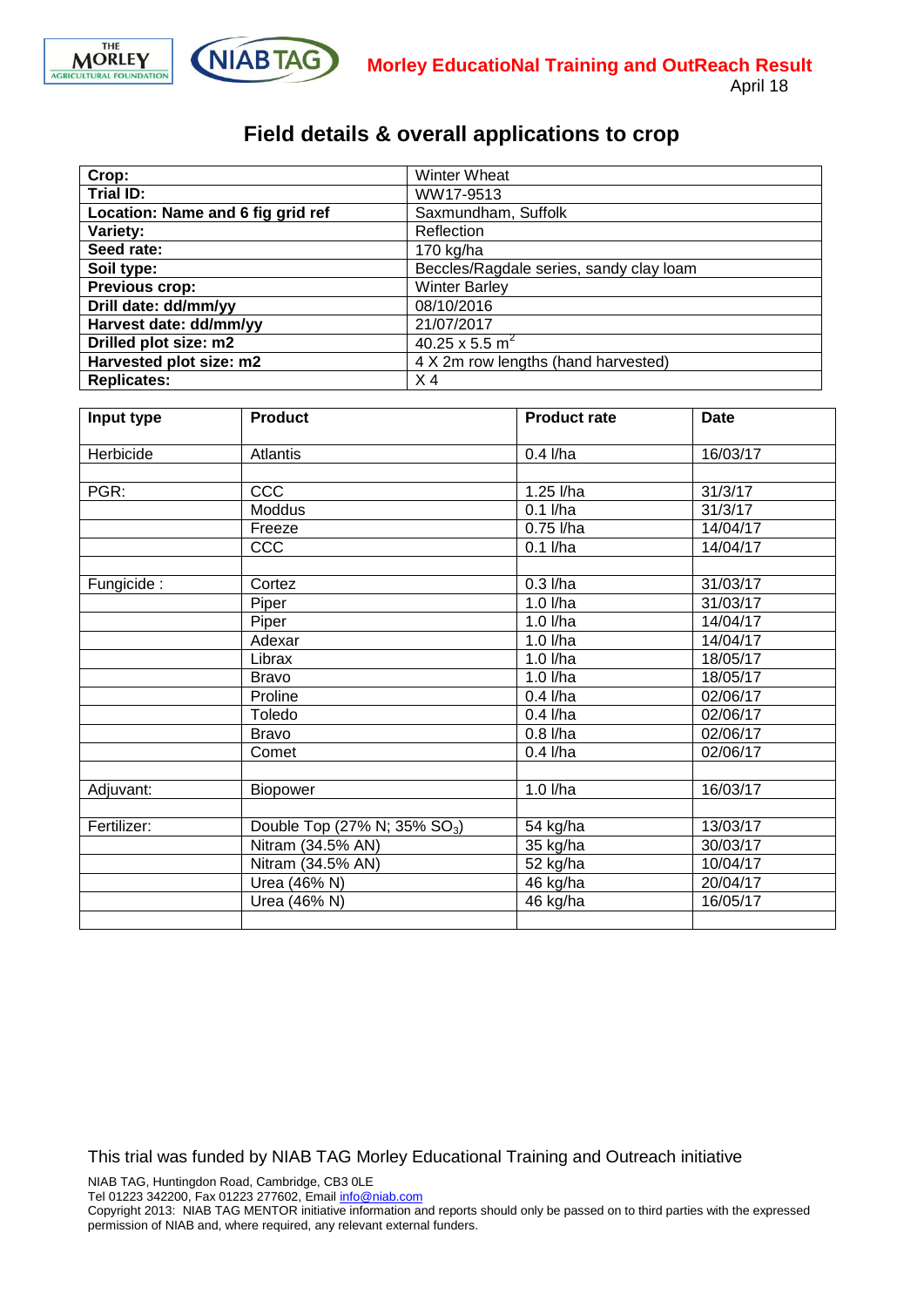Morley EducatioNal Training and OutReach Result
April 18

## Field details & overall applications to crop

| | |
|---|---|
| **Crop:** | Winter Wheat |
| **Trial ID:** | WW17-9513 |
| **Location: Name and 6 fig grid ref** | Saxmundham, Suffolk |
| **Variety:** | Reflection |
| **Seed rate:** | 170 kg/ha |
| **Soil type:** | Beccles/Ragdale series, sandy clay loam |
| **Previous crop:** | Winter Barley |
| **Drill date: dd/mm/yy** | 08/10/2016 |
| **Harvest date: dd/mm/yy** | 21/07/2017 |
| **Drilled plot size: m2** | 40.25 x 5.5 $m^2$ |
| **Harvested plot size: m2** | 4 X 2m row lengths (hand harvested) |
| **Replicates:** | X 4 |

| Input type | Product | Product rate | Date |
|---|---|---|---|
| Herbicide | Atlantis | 0.4 l/ha | 16/03/17 |
| | | | |
| PGR: | CCC | 1.25 l/ha | 31/3/17 |
| | Moddus | 0.1 l/ha | 31/3/17 |
| | Freeze | 0.75 l/ha | 14/04/17 |
| | CCC | 0.1 l/ha | 14/04/17 |
| | | | |
| Fungicide : | Cortez | 0.3 l/ha | 31/03/17 |
| | Piper | 1.0 l/ha | 31/03/17 |
| | Piper | 1.0 l/ha | 14/04/17 |
| | Adexar | 1.0 l/ha | 14/04/17 |
| | Librax | 1.0 l/ha | 18/05/17 |
| | Bravo | 1.0 l/ha | 18/05/17 |
| | Proline | 0.4 l/ha | 02/06/17 |
| | Toledo | 0.4 l/ha | 02/06/17 |
| | Bravo | 0.8 l/ha | 02/06/17 |
| | Comet | 0.4 l/ha | 02/06/17 |
| | | | |
| Adjuvant: | Biopower | 1.0 l/ha | 16/03/17 |
| | | | |
| Fertilizer: | Double Top (27% N; 35% $SO_3$) | 54 kg/ha | 13/03/17 |
| | Nitram (34.5% AN) | 35 kg/ha | 30/03/17 |
| | Nitram (34.5% AN) | 52 kg/ha | 10/04/17 |
| | Urea (46% N) | 46 kg/ha | 20/04/17 |
| | Urea (46% N) | 46 kg/ha | 16/05/17 |
| | | | |

This trial was funded by NIAB TAG Morley Educational Training and Outreach initiative

NIAB TAG, Huntingdon Road, Cambridge, CB3 0LE
Tel 01223 342200, Fax 01223 277602, Email info@niab.com
Copyright 2013: NIAB TAG MENTOR initiative information and reports should only be passed on to third parties with the expressed permission of NIAB and, where required, any relevant external funders.